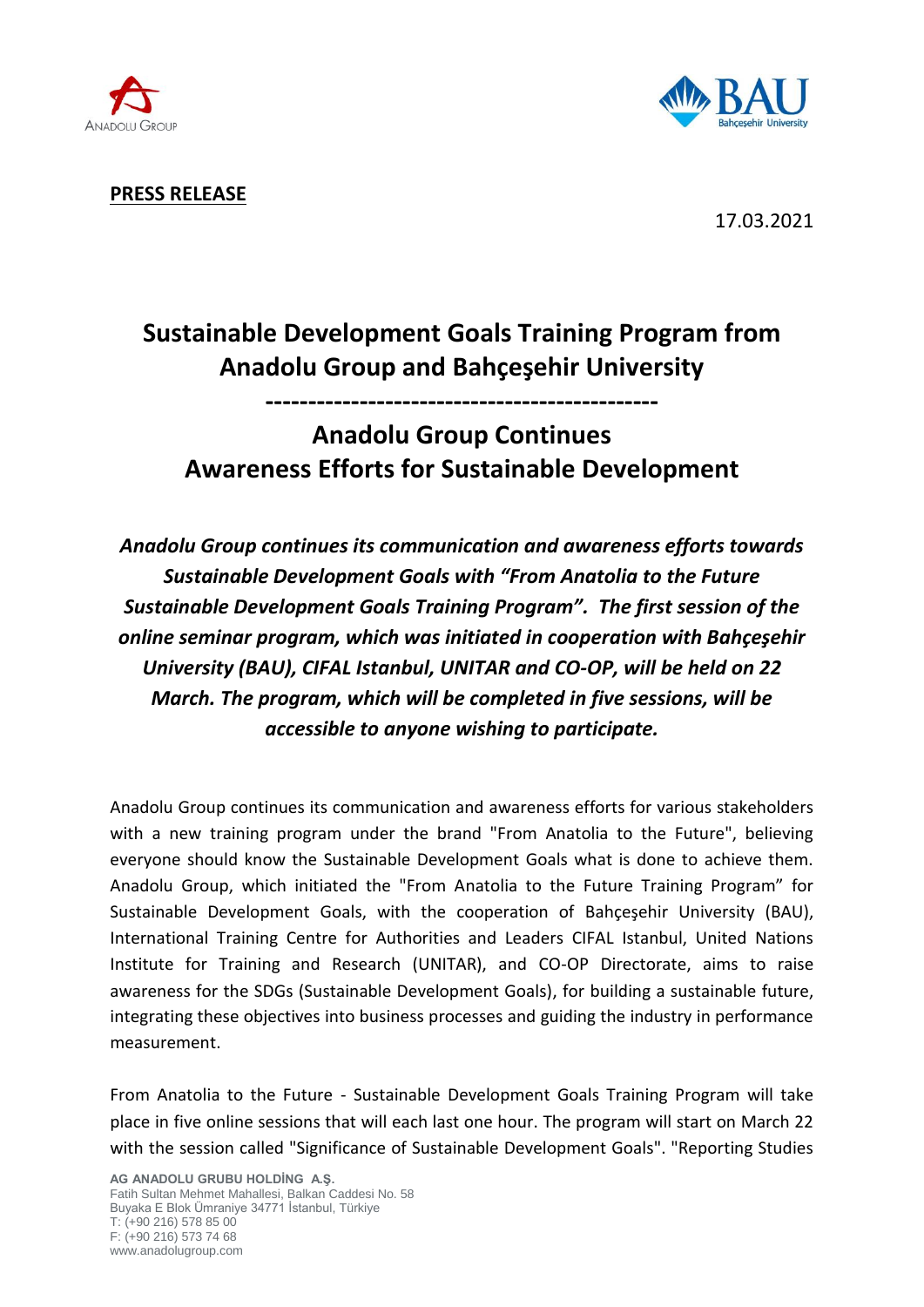**PRESS RELEASE**

17.03.2021

# Sustainable Development Goals Training Program from Anadolu Group and Bahçeşehir University

---

## Anadolu Group Continues Awareness Efforts for Sustainable Development

***Anadolu Group continues its communication and awareness efforts towards Sustainable Development Goals with "From Anatolia to the Future Sustainable Development Goals Training Program". The first session of the online seminar program, which was initiated in cooperation with Bahçeşehir University (BAU), CIFAL Istanbul, UNITAR and CO-OP, will be held on 22 March. The program, which will be completed in five sessions, will be accessible to anyone wishing to participate.***

Anadolu Group continues its communication and awareness efforts for various stakeholders with a new training program under the brand "From Anatolia to the Future", believing everyone should know the Sustainable Development Goals what is done to achieve them. Anadolu Group, which initiated the "From Anatolia to the Future Training Program" for Sustainable Development Goals, with the cooperation of Bahçeşehir University (BAU), International Training Centre for Authorities and Leaders CIFAL Istanbul, United Nations Institute for Training and Research (UNITAR), and CO-OP Directorate, aims to raise awareness for the SDGs (Sustainable Development Goals), for building a sustainable future, integrating these objectives into business processes and guiding the industry in performance measurement.

From Anatolia to the Future - Sustainable Development Goals Training Program will take place in five online sessions that will each last one hour. The program will start on March 22 with the session called "Significance of Sustainable Development Goals". "Reporting Studies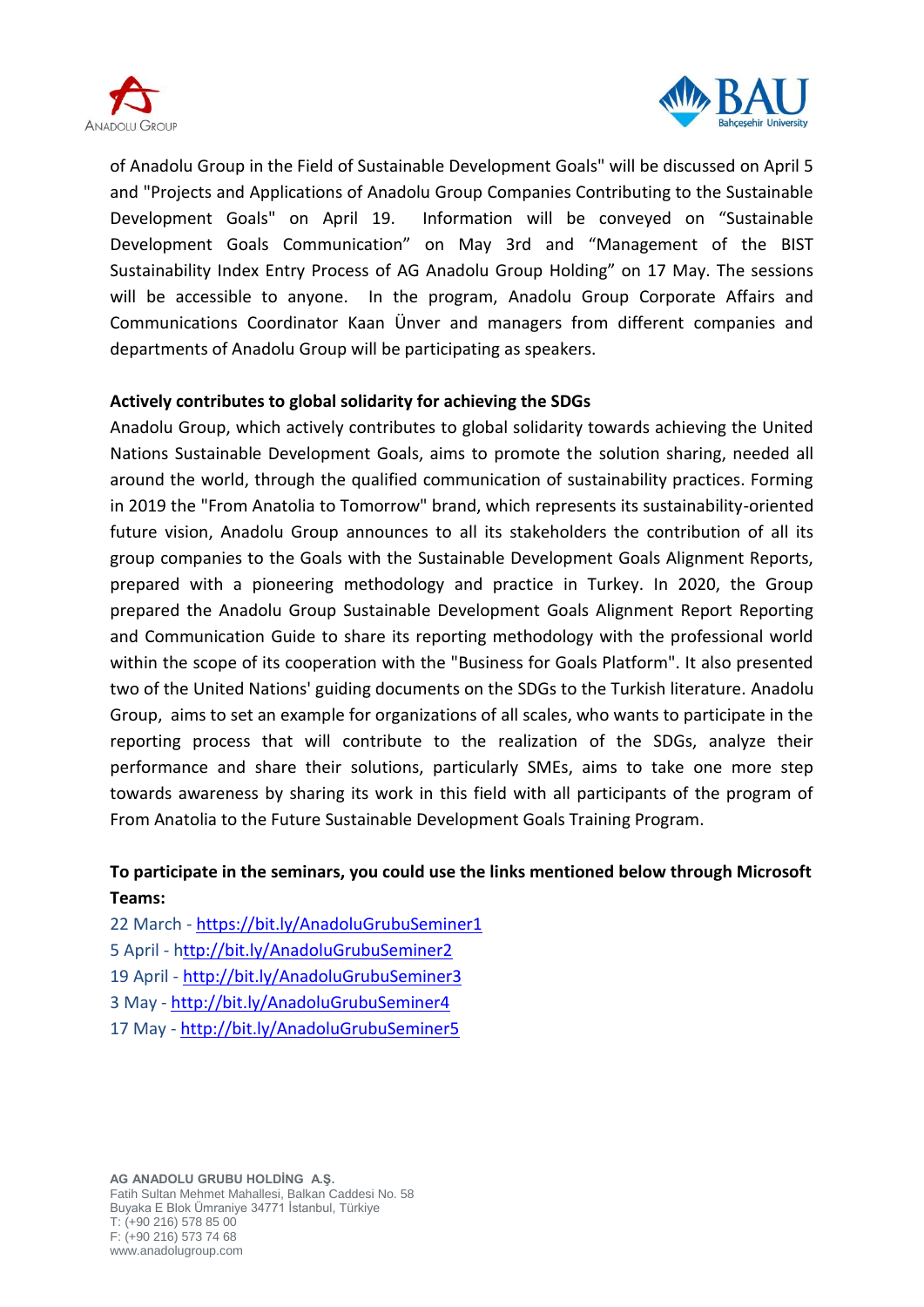of Anadolu Group in the Field of Sustainable Development Goals" will be discussed on April 5 and "Projects and Applications of Anadolu Group Companies Contributing to the Sustainable Development Goals" on April 19. Information will be conveyed on "Sustainable Development Goals Communication" on May 3rd and "Management of the BIST Sustainability Index Entry Process of AG Anadolu Group Holding" on 17 May. The sessions will be accessible to anyone. In the program, Anadolu Group Corporate Affairs and Communications Coordinator Kaan Ünver and managers from different companies and departments of Anadolu Group will be participating as speakers.

**Actively contributes to global solidarity for achieving the SDGs**

Anadolu Group, which actively contributes to global solidarity towards achieving the United Nations Sustainable Development Goals, aims to promote the solution sharing, needed all around the world, through the qualified communication of sustainability practices. Forming in 2019 the "From Anatolia to Tomorrow" brand, which represents its sustainability-oriented future vision, Anadolu Group announces to all its stakeholders the contribution of all its group companies to the Goals with the Sustainable Development Goals Alignment Reports, prepared with a pioneering methodology and practice in Turkey. In 2020, the Group prepared the Anadolu Group Sustainable Development Goals Alignment Report Reporting and Communication Guide to share its reporting methodology with the professional world within the scope of its cooperation with the "Business for Goals Platform". It also presented two of the United Nations' guiding documents on the SDGs to the Turkish literature. Anadolu Group, aims to set an example for organizations of all scales, who wants to participate in the reporting process that will contribute to the realization of the SDGs, analyze their performance and share their solutions, particularly SMEs, aims to take one more step towards awareness by sharing its work in this field with all participants of the program of From Anatolia to the Future Sustainable Development Goals Training Program.

**To participate in the seminars, you could use the links mentioned below through Microsoft Teams:**

22 March - https://bit.ly/AnadoluGrubuSeminer1
5 April - http://bit.ly/AnadoluGrubuSeminer2
19 April - http://bit.ly/AnadoluGrubuSeminer3
3 May - http://bit.ly/AnadoluGrubuSeminer4
17 May - http://bit.ly/AnadoluGrubuSeminer5

**AG ANADOLU GRUBU HOLDİNG A.Ş.**
Fatih Sultan Mehmet Mahallesi, Balkan Caddesi No. 58
Buyaka E Blok Ümraniye 34771 İstanbul, Türkiye
T: (+90 216) 578 85 00
F: (+90 216) 573 74 68
www.anadolugroup.com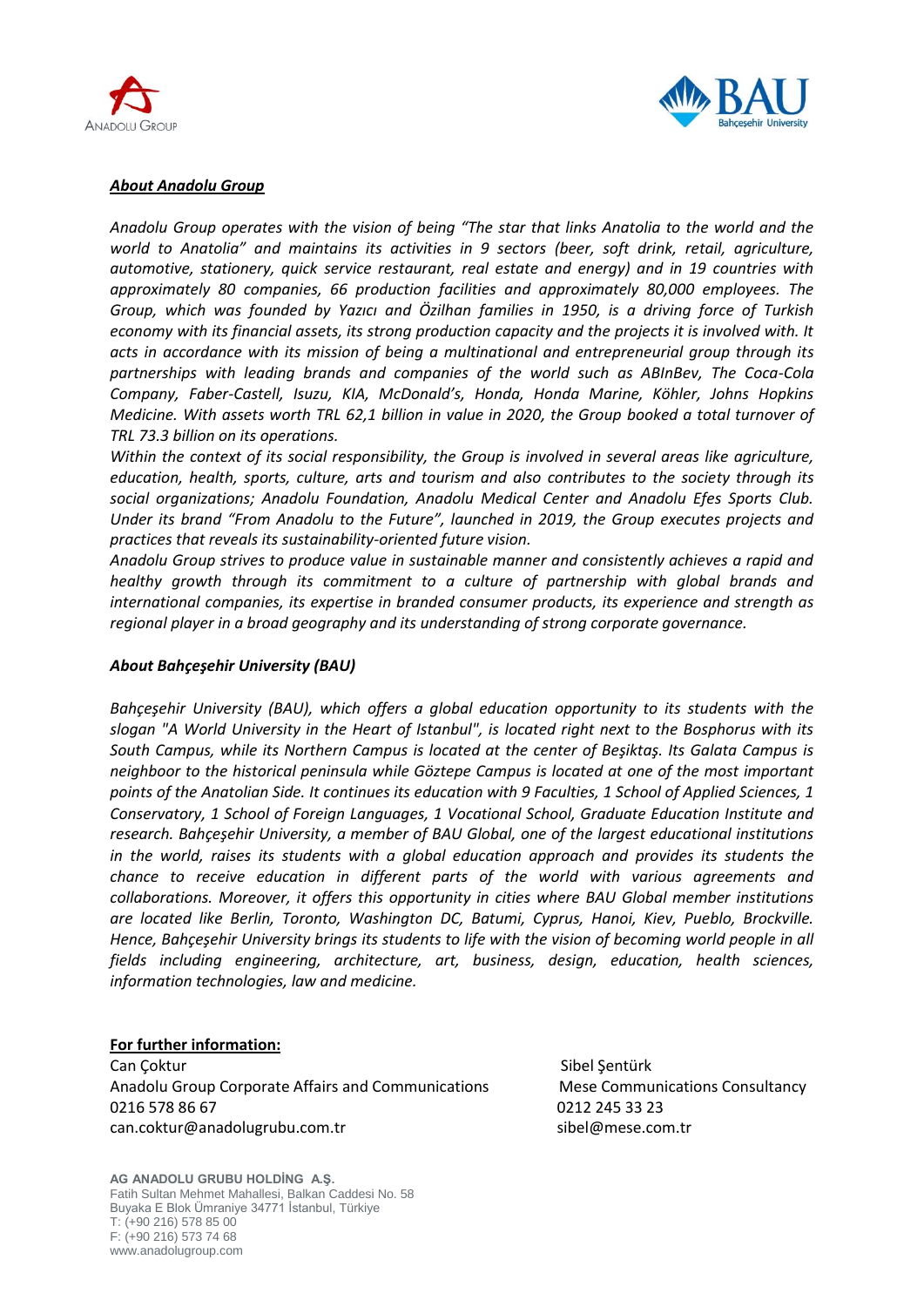***About Anadolu Group***

*Anadolu Group operates with the vision of being "The star that links Anatolia to the world and the world to Anatolia" and maintains its activities in 9 sectors (beer, soft drink, retail, agriculture, automotive, stationery, quick service restaurant, real estate and energy) and in 19 countries with approximately 80 companies, 66 production facilities and approximately 80,000 employees. The Group, which was founded by Yazıcı and Özilhan families in 1950, is a driving force of Turkish economy with its financial assets, its strong production capacity and the projects it is involved with. It acts in accordance with its mission of being a multinational and entrepreneurial group through its partnerships with leading brands and companies of the world such as ABInBev, The Coca-Cola Company, Faber-Castell, Isuzu, KIA, McDonald's, Honda, Honda Marine, Köhler, Johns Hopkins Medicine. With assets worth TRL 62,1 billion in value in 2020, the Group booked a total turnover of TRL 73.3 billion on its operations.*

*Within the context of its social responsibility, the Group is involved in several areas like agriculture, education, health, sports, culture, arts and tourism and also contributes to the society through its social organizations; Anadolu Foundation, Anadolu Medical Center and Anadolu Efes Sports Club. Under its brand "From Anadolu to the Future", launched in 2019, the Group executes projects and practices that reveals its sustainability-oriented future vision.*

*Anadolu Group strives to produce value in sustainable manner and consistently achieves a rapid and healthy growth through its commitment to a culture of partnership with global brands and international companies, its expertise in branded consumer products, its experience and strength as regional player in a broad geography and its understanding of strong corporate governance.*

***About Bahçeşehir University (BAU)***

*Bahçeşehir University (BAU), which offers a global education opportunity to its students with the slogan "A World University in the Heart of Istanbul", is located right next to the Bosphorus with its South Campus, while its Northern Campus is located at the center of Beşiktaş. Its Galata Campus is neighboor to the historical peninsula while Göztepe Campus is located at one of the most important points of the Anatolian Side. It continues its education with 9 Faculties, 1 School of Applied Sciences, 1 Conservatory, 1 School of Foreign Languages, 1 Vocational School, Graduate Education Institute and research. Bahçeşehir University, a member of BAU Global, one of the largest educational institutions in the world, raises its students with a global education approach and provides its students the chance to receive education in different parts of the world with various agreements and collaborations. Moreover, it offers this opportunity in cities where BAU Global member institutions are located like Berlin, Toronto, Washington DC, Batumi, Cyprus, Hanoi, Kiev, Pueblo, Brockville. Hence, Bahçeşehir University brings its students to life with the vision of becoming world people in all fields including engineering, architecture, art, business, design, education, health sciences, information technologies, law and medicine.*

**For further information:**

Can Çoktur
Anadolu Group Corporate Affairs and Communications
0216 578 86 67
can.coktur@anadolugrubu.com.tr

Sibel Şentürk
Mese Communications Consultancy
0212 245 33 23
sibel@mese.com.tr

**AG ANADOLU GRUBU HOLDİNG A.Ş.**
Fatih Sultan Mehmet Mahallesi, Balkan Caddesi No. 58
Buyaka E Blok Ümraniye 34771 İstanbul, Türkiye
T: (+90 216) 578 85 00
F: (+90 216) 573 74 68
www.anadolugroup.com